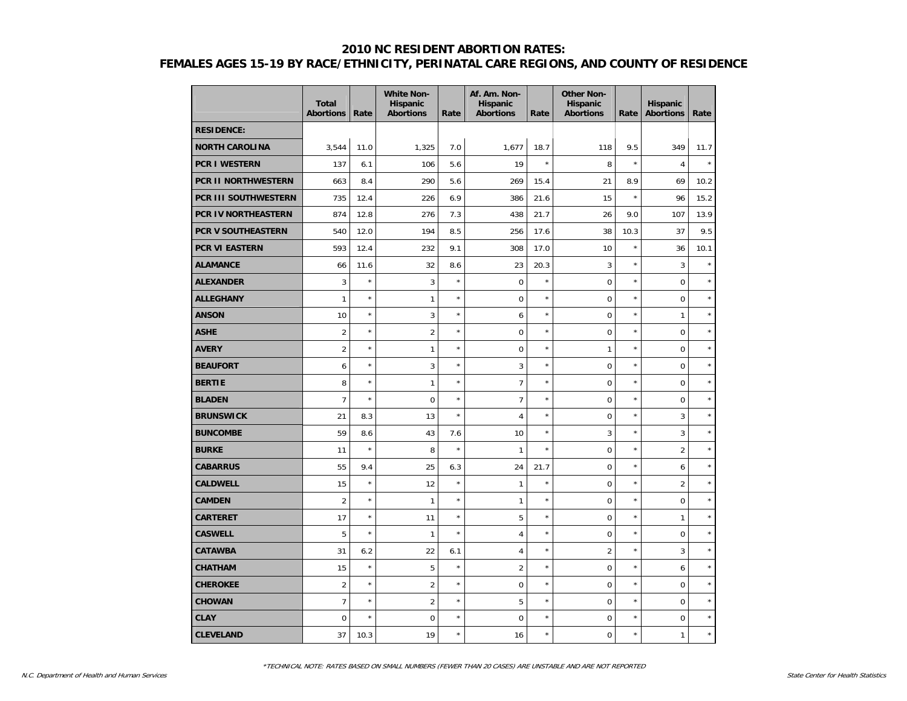# 2010 NC RESIDENT ABORTION RATES: FEMALES AGES 15-19 BY RACE/ETHNICITY, PERINATAL CARE REGIONS, AND COUNTY OF RESIDENCE

| | Total Abortions | Rate | White Non-Hispanic Abortions | Rate | Af. Am. Non-Hispanic Abortions | Rate | Other Non-Hispanic Abortions | Rate | Hispanic Abortions | Rate |
|---|---|---|---|---|---|---|---|---|---|---|
| **RESIDENCE:** | | | | | | | | | | |
| **NORTH CAROLINA** | 3,544 | 11.0 | 1,325 | 7.0 | 1,677 | 18.7 | 118 | 9.5 | 349 | 11.7 |
| **PCR I WESTERN** | 137 | 6.1 | 106 | 5.6 | 19 | * | 8 | * | 4 | * |
| **PCR II NORTHWESTERN** | 663 | 8.4 | 290 | 5.6 | 269 | 15.4 | 21 | 8.9 | 69 | 10.2 |
| **PCR III SOUTHWESTERN** | 735 | 12.4 | 226 | 6.9 | 386 | 21.6 | 15 | * | 96 | 15.2 |
| **PCR IV NORTHEASTERN** | 874 | 12.8 | 276 | 7.3 | 438 | 21.7 | 26 | 9.0 | 107 | 13.9 |
| **PCR V SOUTHEASTERN** | 540 | 12.0 | 194 | 8.5 | 256 | 17.6 | 38 | 10.3 | 37 | 9.5 |
| **PCR VI EASTERN** | 593 | 12.4 | 232 | 9.1 | 308 | 17.0 | 10 | * | 36 | 10.1 |
| **ALAMANCE** | 66 | 11.6 | 32 | 8.6 | 23 | 20.3 | 3 | * | 3 | * |
| **ALEXANDER** | 3 | * | 3 | * | 0 | * | 0 | * | 0 | * |
| **ALLEGHANY** | 1 | * | 1 | * | 0 | * | 0 | * | 0 | * |
| **ANSON** | 10 | * | 3 | * | 6 | * | 0 | * | 1 | * |
| **ASHE** | 2 | * | 2 | * | 0 | * | 0 | * | 0 | * |
| **AVERY** | 2 | * | 1 | * | 0 | * | 1 | * | 0 | * |
| **BEAUFORT** | 6 | * | 3 | * | 3 | * | 0 | * | 0 | * |
| **BERTIE** | 8 | * | 1 | * | 7 | * | 0 | * | 0 | * |
| **BLADEN** | 7 | * | 0 | * | 7 | * | 0 | * | 0 | * |
| **BRUNSWICK** | 21 | 8.3 | 13 | * | 4 | * | 0 | * | 3 | * |
| **BUNCOMBE** | 59 | 8.6 | 43 | 7.6 | 10 | * | 3 | * | 3 | * |
| **BURKE** | 11 | * | 8 | * | 1 | * | 0 | * | 2 | * |
| **CABARRUS** | 55 | 9.4 | 25 | 6.3 | 24 | 21.7 | 0 | * | 6 | * |
| **CALDWELL** | 15 | * | 12 | * | 1 | * | 0 | * | 2 | * |
| **CAMDEN** | 2 | * | 1 | * | 1 | * | 0 | * | 0 | * |
| **CARTERET** | 17 | * | 11 | * | 5 | * | 0 | * | 1 | * |
| **CASWELL** | 5 | * | 1 | * | 4 | * | 0 | * | 0 | * |
| **CATAWBA** | 31 | 6.2 | 22 | 6.1 | 4 | * | 2 | * | 3 | * |
| **CHATHAM** | 15 | * | 5 | * | 2 | * | 0 | * | 6 | * |
| **CHEROKEE** | 2 | * | 2 | * | 0 | * | 0 | * | 0 | * |
| **CHOWAN** | 7 | * | 2 | * | 5 | * | 0 | * | 0 | * |
| **CLAY** | 0 | * | 0 | * | 0 | * | 0 | * | 0 | * |
| **CLEVELAND** | 37 | 10.3 | 19 | * | 16 | * | 0 | * | 1 | * |

*TECHNICAL NOTE: RATES BASED ON SMALL NUMBERS (FEWER THAN 20 CASES) ARE UNSTABLE AND ARE NOT REPORTED

N.C. Department of Health and Human Services

State Center for Health Statistics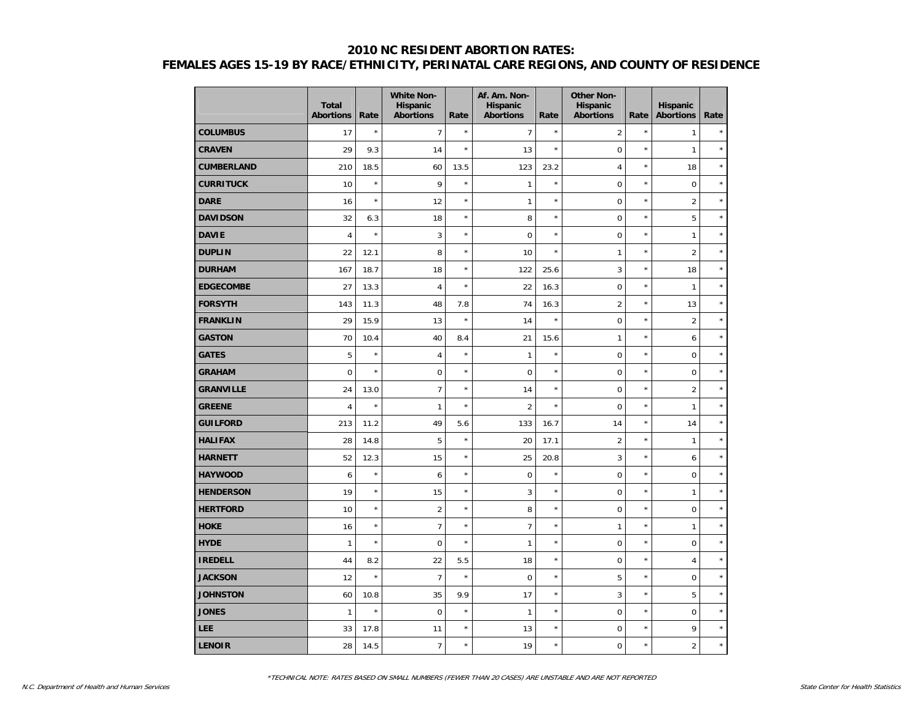## 2010 NC RESIDENT ABORTION RATES:
## FEMALES AGES 15-19 BY RACE/ETHNICITY, PERINATAL CARE REGIONS, AND COUNTY OF RESIDENCE

| | Total Abortions | Rate | White Non-Hispanic Abortions | Rate | Af. Am. Non-Hispanic Abortions | Rate | Other Non-Hispanic Abortions | Rate | Hispanic Abortions | Rate |
|---|---|---|---|---|---|---|---|---|---|---|
| **COLUMBUS** | 17 | * | 7 | * | 7 | * | 2 | * | 1 | * |
| **CRAVEN** | 29 | 9.3 | 14 | * | 13 | * | 0 | * | 1 | * |
| **CUMBERLAND** | 210 | 18.5 | 60 | 13.5 | 123 | 23.2 | 4 | * | 18 | * |
| **CURRITUCK** | 10 | * | 9 | * | 1 | * | 0 | * | 0 | * |
| **DARE** | 16 | * | 12 | * | 1 | * | 0 | * | 2 | * |
| **DAVIDSON** | 32 | 6.3 | 18 | * | 8 | * | 0 | * | 5 | * |
| **DAVIE** | 4 | * | 3 | * | 0 | * | 0 | * | 1 | * |
| **DUPLIN** | 22 | 12.1 | 8 | * | 10 | * | 1 | * | 2 | * |
| **DURHAM** | 167 | 18.7 | 18 | * | 122 | 25.6 | 3 | * | 18 | * |
| **EDGECOMBE** | 27 | 13.3 | 4 | * | 22 | 16.3 | 0 | * | 1 | * |
| **FORSYTH** | 143 | 11.3 | 48 | 7.8 | 74 | 16.3 | 2 | * | 13 | * |
| **FRANKLIN** | 29 | 15.9 | 13 | * | 14 | * | 0 | * | 2 | * |
| **GASTON** | 70 | 10.4 | 40 | 8.4 | 21 | 15.6 | 1 | * | 6 | * |
| **GATES** | 5 | * | 4 | * | 1 | * | 0 | * | 0 | * |
| **GRAHAM** | 0 | * | 0 | * | 0 | * | 0 | * | 0 | * |
| **GRANVILLE** | 24 | 13.0 | 7 | * | 14 | * | 0 | * | 2 | * |
| **GREENE** | 4 | * | 1 | * | 2 | * | 0 | * | 1 | * |
| **GUILFORD** | 213 | 11.2 | 49 | 5.6 | 133 | 16.7 | 14 | * | 14 | * |
| **HALIFAX** | 28 | 14.8 | 5 | * | 20 | 17.1 | 2 | * | 1 | * |
| **HARNETT** | 52 | 12.3 | 15 | * | 25 | 20.8 | 3 | * | 6 | * |
| **HAYWOOD** | 6 | * | 6 | * | 0 | * | 0 | * | 0 | * |
| **HENDERSON** | 19 | * | 15 | * | 3 | * | 0 | * | 1 | * |
| **HERTFORD** | 10 | * | 2 | * | 8 | * | 0 | * | 0 | * |
| **HOKE** | 16 | * | 7 | * | 7 | * | 1 | * | 1 | * |
| **HYDE** | 1 | * | 0 | * | 1 | * | 0 | * | 0 | * |
| **IREDELL** | 44 | 8.2 | 22 | 5.5 | 18 | * | 0 | * | 4 | * |
| **JACKSON** | 12 | * | 7 | * | 0 | * | 5 | * | 0 | * |
| **JOHNSTON** | 60 | 10.8 | 35 | 9.9 | 17 | * | 3 | * | 5 | * |
| **JONES** | 1 | * | 0 | * | 1 | * | 0 | * | 0 | * |
| **LEE** | 33 | 17.8 | 11 | * | 13 | * | 0 | * | 9 | * |
| **LENOIR** | 28 | 14.5 | 7 | * | 19 | * | 0 | * | 2 | * |

*TECHNICAL NOTE: RATES BASED ON SMALL NUMBERS (FEWER THAN 20 CASES) ARE UNSTABLE AND ARE NOT REPORTED

*N.C. Department of Health and Human Services* — *State Center for Health Statistics*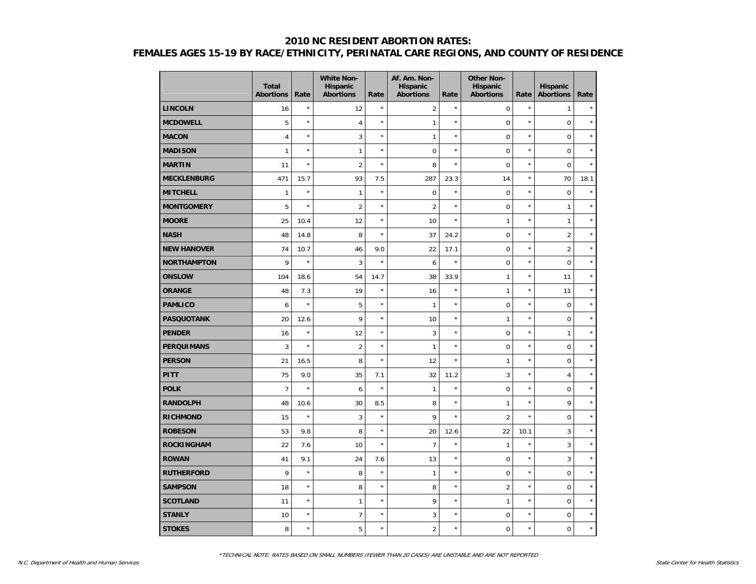# 2010 NC RESIDENT ABORTION RATES:
# FEMALES AGES 15-19 BY RACE/ETHNICITY, PERINATAL CARE REGIONS, AND COUNTY OF RESIDENCE

| | Total Abortions | Rate | White Non-Hispanic Abortions | Rate | Af. Am. Non-Hispanic Abortions | Rate | Other Non-Hispanic Abortions | Rate | Hispanic Abortions | Rate |
|---|---|---|---|---|---|---|---|---|---|---|
| **LINCOLN** | 16 | * | 12 | * | 2 | * | 0 | * | 1 | * |
| **MCDOWELL** | 5 | * | 4 | * | 1 | * | 0 | * | 0 | * |
| **MACON** | 4 | * | 3 | * | 1 | * | 0 | * | 0 | * |
| **MADISON** | 1 | * | 1 | * | 0 | * | 0 | * | 0 | * |
| **MARTIN** | 11 | * | 2 | * | 8 | * | 0 | * | 0 | * |
| **MECKLENBURG** | 471 | 15.7 | 93 | 7.5 | 287 | 23.3 | 14 | * | 70 | 18.1 |
| **MITCHELL** | 1 | * | 1 | * | 0 | * | 0 | * | 0 | * |
| **MONTGOMERY** | 5 | * | 2 | * | 2 | * | 0 | * | 1 | * |
| **MOORE** | 25 | 10.4 | 12 | * | 10 | * | 1 | * | 1 | * |
| **NASH** | 48 | 14.8 | 8 | * | 37 | 24.2 | 0 | * | 2 | * |
| **NEW HANOVER** | 74 | 10.7 | 46 | 9.0 | 22 | 17.1 | 0 | * | 2 | * |
| **NORTHAMPTON** | 9 | * | 3 | * | 6 | * | 0 | * | 0 | * |
| **ONSLOW** | 104 | 18.6 | 54 | 14.7 | 38 | 33.9 | 1 | * | 11 | * |
| **ORANGE** | 48 | 7.3 | 19 | * | 16 | * | 1 | * | 11 | * |
| **PAMLICO** | 6 | * | 5 | * | 1 | * | 0 | * | 0 | * |
| **PASQUOTANK** | 20 | 12.6 | 9 | * | 10 | * | 1 | * | 0 | * |
| **PENDER** | 16 | * | 12 | * | 3 | * | 0 | * | 1 | * |
| **PERQUIMANS** | 3 | * | 2 | * | 1 | * | 0 | * | 0 | * |
| **PERSON** | 21 | 16.5 | 8 | * | 12 | * | 1 | * | 0 | * |
| **PITT** | 75 | 9.0 | 35 | 7.1 | 32 | 11.2 | 3 | * | 4 | * |
| **POLK** | 7 | * | 6 | * | 1 | * | 0 | * | 0 | * |
| **RANDOLPH** | 48 | 10.6 | 30 | 8.5 | 8 | * | 1 | * | 9 | * |
| **RICHMOND** | 15 | * | 3 | * | 9 | * | 2 | * | 0 | * |
| **ROBESON** | 53 | 9.8 | 8 | * | 20 | 12.6 | 22 | 10.1 | 3 | * |
| **ROCKINGHAM** | 22 | 7.6 | 10 | * | 7 | * | 1 | * | 3 | * |
| **ROWAN** | 41 | 9.1 | 24 | 7.6 | 13 | * | 0 | * | 3 | * |
| **RUTHERFORD** | 9 | * | 8 | * | 1 | * | 0 | * | 0 | * |
| **SAMPSON** | 18 | * | 8 | * | 8 | * | 2 | * | 0 | * |
| **SCOTLAND** | 11 | * | 1 | * | 9 | * | 1 | * | 0 | * |
| **STANLY** | 10 | * | 7 | * | 3 | * | 0 | * | 0 | * |
| **STOKES** | 8 | * | 5 | * | 2 | * | 0 | * | 0 | * |

*TECHNICAL NOTE: RATES BASED ON SMALL NUMBERS (FEWER THAN 20 CASES) ARE UNSTABLE AND ARE NOT REPORTED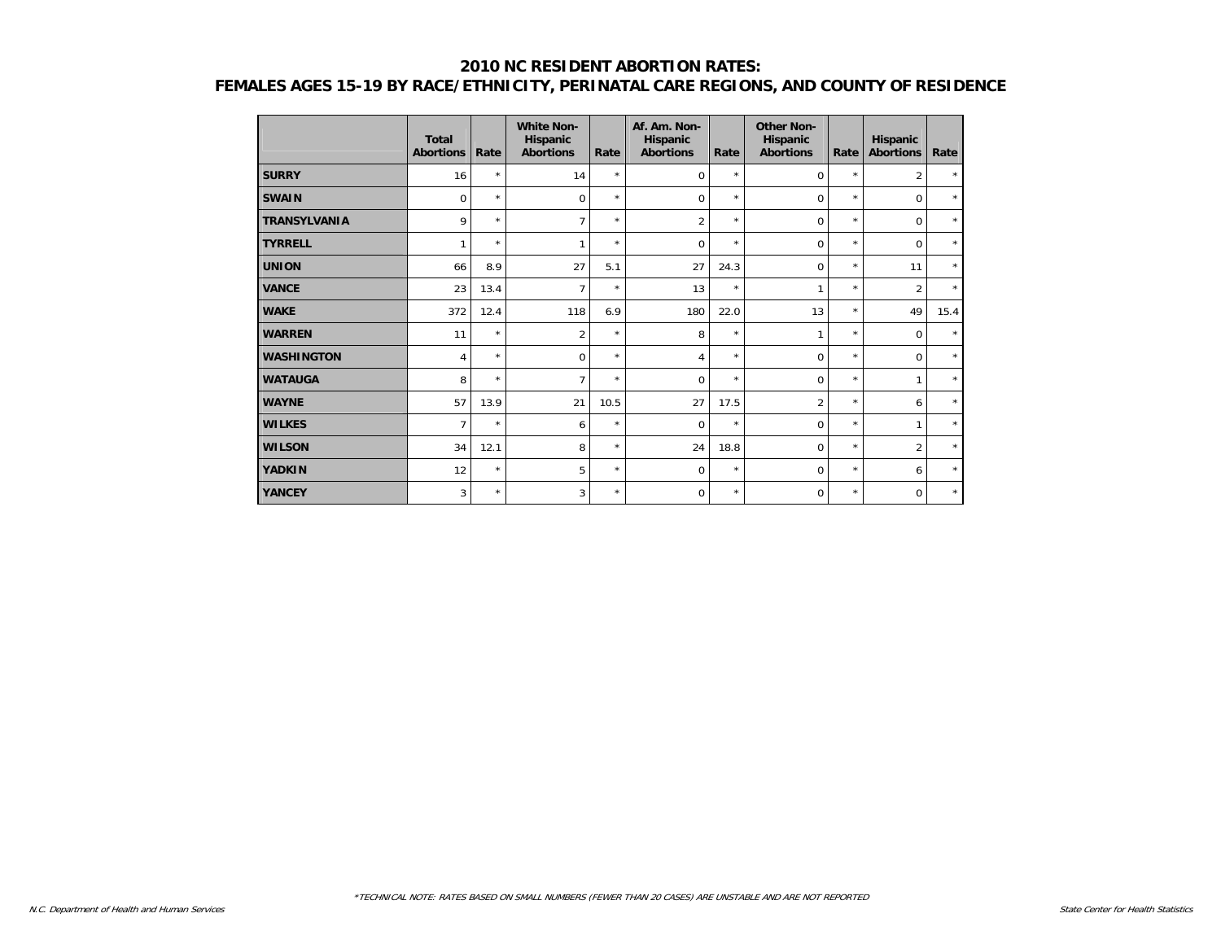## 2010 NC RESIDENT ABORTION RATES:
## FEMALES AGES 15-19 BY RACE/ETHNICITY, PERINATAL CARE REGIONS, AND COUNTY OF RESIDENCE

| | Total Abortions | Rate | White Non-Hispanic Abortions | Rate | Af. Am. Non-Hispanic Abortions | Rate | Other Non-Hispanic Abortions | Rate | Hispanic Abortions | Rate |
|---|---|---|---|---|---|---|---|---|---|---|
| **SURRY** | 16 | * | 14 | * | 0 | * | 0 | * | 2 | * |
| **SWAIN** | 0 | * | 0 | * | 0 | * | 0 | * | 0 | * |
| **TRANSYLVANIA** | 9 | * | 7 | * | 2 | * | 0 | * | 0 | * |
| **TYRRELL** | 1 | * | 1 | * | 0 | * | 0 | * | 0 | * |
| **UNION** | 66 | 8.9 | 27 | 5.1 | 27 | 24.3 | 0 | * | 11 | * |
| **VANCE** | 23 | 13.4 | 7 | * | 13 | * | 1 | * | 2 | * |
| **WAKE** | 372 | 12.4 | 118 | 6.9 | 180 | 22.0 | 13 | * | 49 | 15.4 |
| **WARREN** | 11 | * | 2 | * | 8 | * | 1 | * | 0 | * |
| **WASHINGTON** | 4 | * | 0 | * | 4 | * | 0 | * | 0 | * |
| **WATAUGA** | 8 | * | 7 | * | 0 | * | 0 | * | 1 | * |
| **WAYNE** | 57 | 13.9 | 21 | 10.5 | 27 | 17.5 | 2 | * | 6 | * |
| **WILKES** | 7 | * | 6 | * | 0 | * | 0 | * | 1 | * |
| **WILSON** | 34 | 12.1 | 8 | * | 24 | 18.8 | 0 | * | 2 | * |
| **YADKIN** | 12 | * | 5 | * | 0 | * | 0 | * | 6 | * |
| **YANCEY** | 3 | * | 3 | * | 0 | * | 0 | * | 0 | * |

*TECHNICAL NOTE: RATES BASED ON SMALL NUMBERS (FEWER THAN 20 CASES) ARE UNSTABLE AND ARE NOT REPORTED